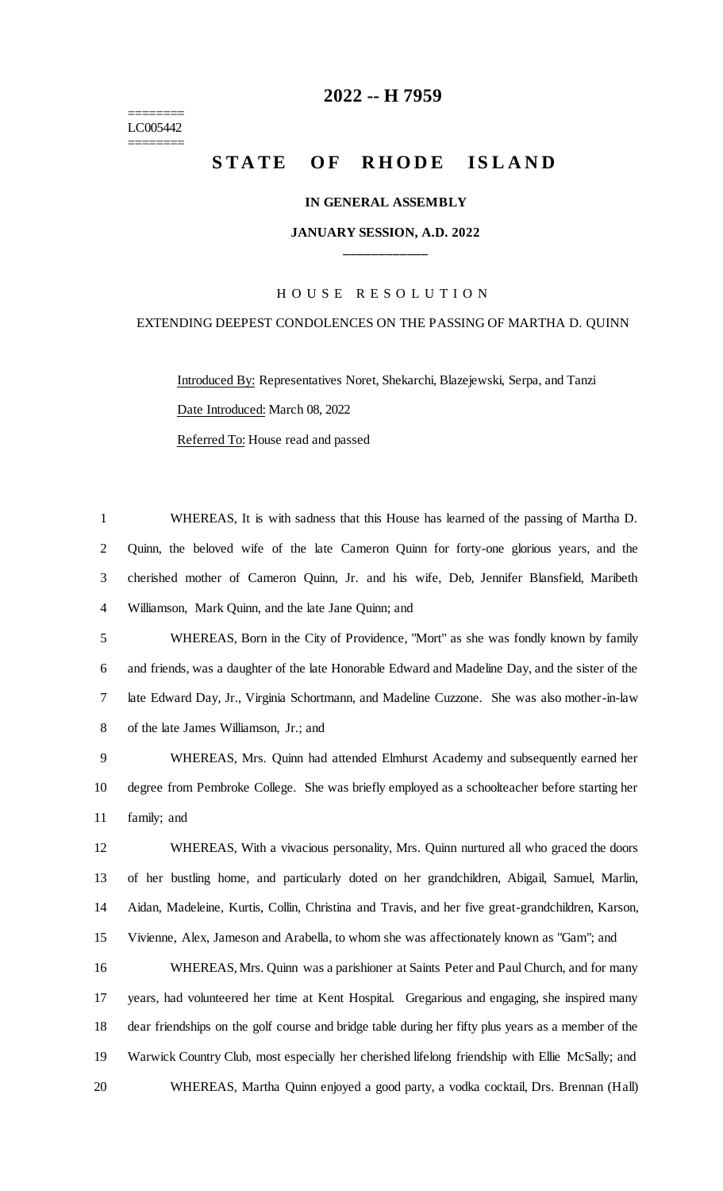# 2022 -- H 7959

========
LC005442
========

## STATE OF RHODE ISLAND

**IN GENERAL ASSEMBLY**

**JANUARY SESSION, A.D. 2022**

\_\_\_\_\_\_\_\_\_\_\_\_

H O U S E   R E S O L U T I O N

EXTENDING DEEPEST CONDOLENCES ON THE PASSING OF MARTHA D. QUINN

Introduced By: Representatives Noret, Shekarchi, Blazejewski, Serpa, and Tanzi

Date Introduced: March 08, 2022

Referred To: House read and passed

1 WHEREAS, It is with sadness that this House has learned of the passing of Martha D.
2 Quinn, the beloved wife of the late Cameron Quinn for forty-one glorious years, and the
3 cherished mother of Cameron Quinn, Jr. and his wife, Deb, Jennifer Blansfield, Maribeth
4 Williamson, Mark Quinn, and the late Jane Quinn; and

5 WHEREAS, Born in the City of Providence, "Mort" as she was fondly known by family
6 and friends, was a daughter of the late Honorable Edward and Madeline Day, and the sister of the
7 late Edward Day, Jr., Virginia Schortmann, and Madeline Cuzzone. She was also mother-in-law
8 of the late James Williamson, Jr.; and

9 WHEREAS, Mrs. Quinn had attended Elmhurst Academy and subsequently earned her
10 degree from Pembroke College. She was briefly employed as a schoolteacher before starting her
11 family; and

12 WHEREAS, With a vivacious personality, Mrs. Quinn nurtured all who graced the doors
13 of her bustling home, and particularly doted on her grandchildren, Abigail, Samuel, Marlin,
14 Aidan, Madeleine, Kurtis, Collin, Christina and Travis, and her five great-grandchildren, Karson,
15 Vivienne, Alex, Jameson and Arabella, to whom she was affectionately known as "Gam"; and

16 WHEREAS, Mrs. Quinn was a parishioner at Saints Peter and Paul Church, and for many
17 years, had volunteered her time at Kent Hospital. Gregarious and engaging, she inspired many
18 dear friendships on the golf course and bridge table during her fifty plus years as a member of the
19 Warwick Country Club, most especially her cherished lifelong friendship with Ellie McSally; and

20 WHEREAS, Martha Quinn enjoyed a good party, a vodka cocktail, Drs. Brennan (Hall)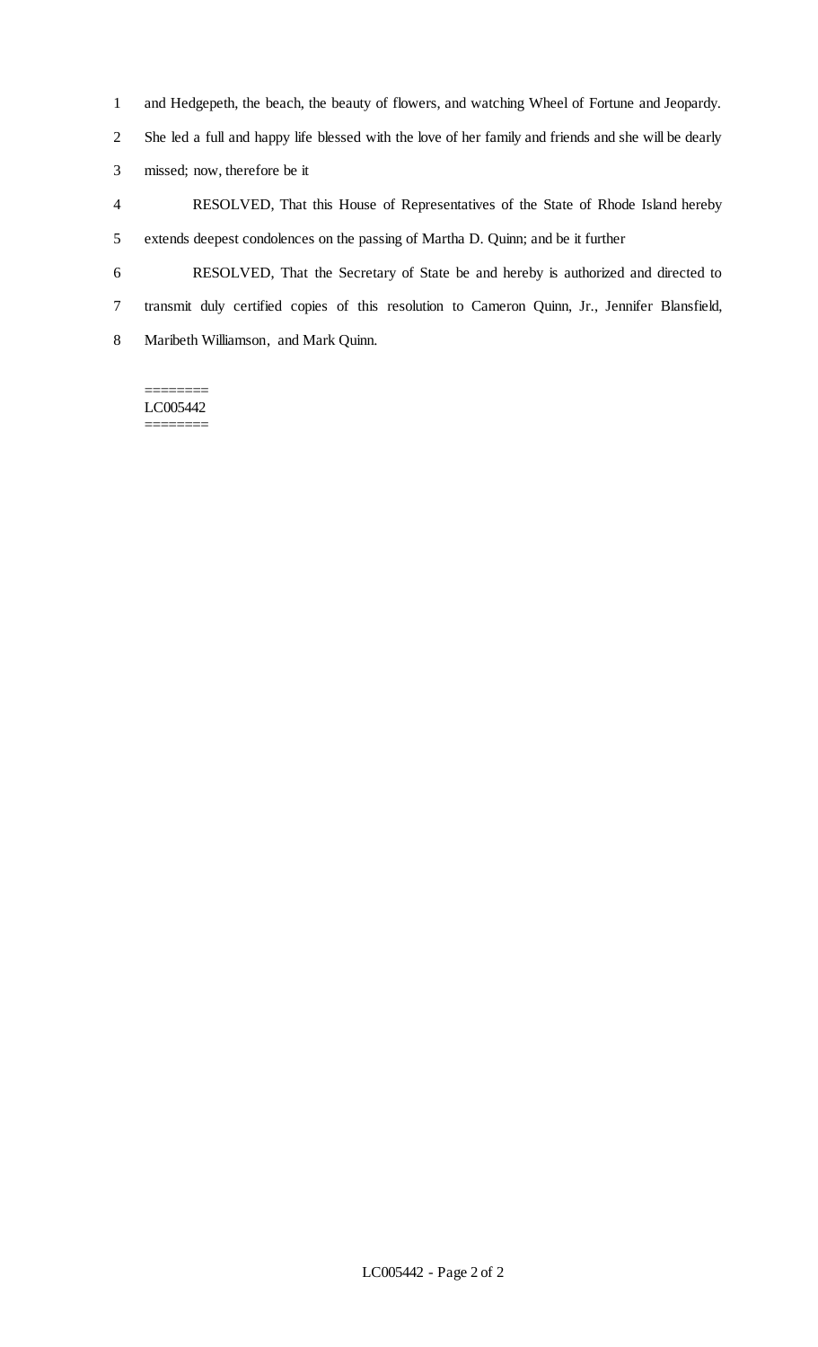and Hedgepeth, the beach, the beauty of flowers, and watching Wheel of Fortune and Jeopardy. She led a full and happy life blessed with the love of her family and friends and she will be dearly missed; now, therefore be it

RESOLVED, That this House of Representatives of the State of Rhode Island hereby extends deepest condolences on the passing of Martha D. Quinn; and be it further

RESOLVED, That the Secretary of State be and hereby is authorized and directed to transmit duly certified copies of this resolution to Cameron Quinn, Jr., Jennifer Blansfield, Maribeth Williamson, and Mark Quinn.

========
LC005442
========